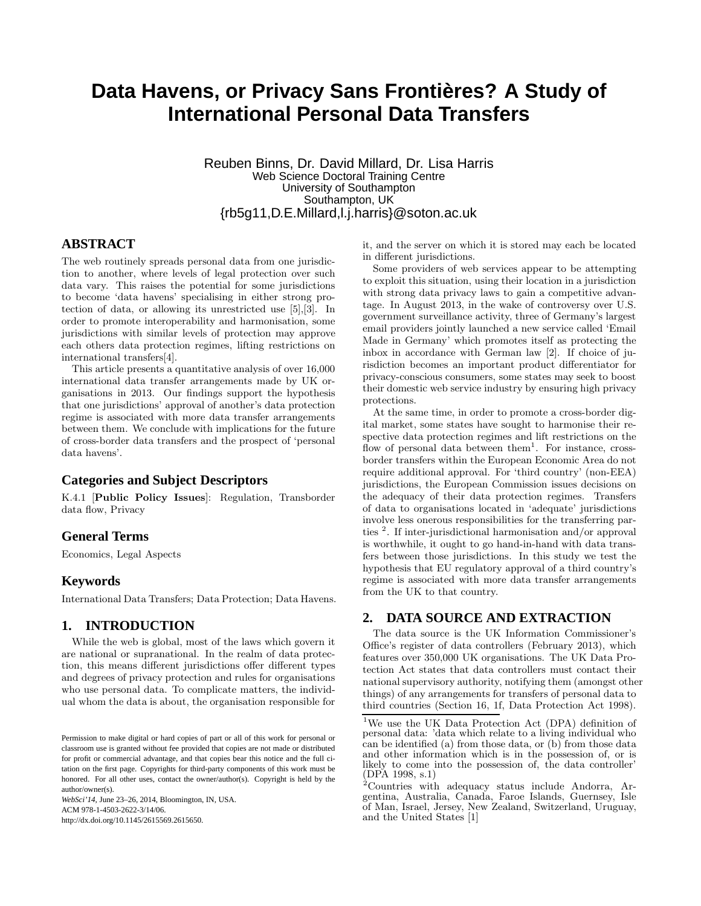# Data Havens, or Privacy Sans Frontières? A Study of International Personal Data Transfers

Reuben Binns, Dr. David Millard, Dr. Lisa Harris
Web Science Doctoral Training Centre
University of Southampton
Southampton, UK
{rb5g11,D.E.Millard,l.j.harris}@soton.ac.uk

## ABSTRACT

The web routinely spreads personal data from one jurisdiction to another, where levels of legal protection over such data vary. This raises the potential for some jurisdictions to become 'data havens' specialising in either strong protection of data, or allowing its unrestricted use [5],[3]. In order to promote interoperability and harmonisation, some jurisdictions with similar levels of protection may approve each others data protection regimes, lifting restrictions on international transfers[4].

This article presents a quantitative analysis of over 16,000 international data transfer arrangements made by UK organisations in 2013. Our findings support the hypothesis that one jurisdictions' approval of another's data protection regime is associated with more data transfer arrangements between them. We conclude with implications for the future of cross-border data transfers and the prospect of 'personal data havens'.

### Categories and Subject Descriptors

K.4.1 [**Public Policy Issues**]: Regulation, Transborder data flow, Privacy

### General Terms

Economics, Legal Aspects

### Keywords

International Data Transfers; Data Protection; Data Havens.

## 1. INTRODUCTION

While the web is global, most of the laws which govern it are national or supranational. In the realm of data protection, this means different jurisdictions offer different types and degrees of privacy protection and rules for organisations who use personal data. To complicate matters, the individual whom the data is about, the organisation responsible for it, and the server on which it is stored may each be located in different jurisdictions.

Some providers of web services appear to be attempting to exploit this situation, using their location in a jurisdiction with strong data privacy laws to gain a competitive advantage. In August 2013, in the wake of controversy over U.S. government surveillance activity, three of Germany's largest email providers jointly launched a new service called 'Email Made in Germany' which promotes itself as protecting the inbox in accordance with German law [2]. If choice of jurisdiction becomes an important product differentiator for privacy-conscious consumers, some states may seek to boost their domestic web service industry by ensuring high privacy protections.

At the same time, in order to promote a cross-border digital market, some states have sought to harmonise their respective data protection regimes and lift restrictions on the flow of personal data between them[1]. For instance, cross-border transfers within the European Economic Area do not require additional approval. For 'third country' (non-EEA) jurisdictions, the European Commission issues decisions on the adequacy of their data protection regimes. Transfers of data to organisations located in 'adequate' jurisdictions involve less onerous responsibilities for the transferring parties [2]. If inter-jurisdictional harmonisation and/or approval is worthwhile, it ought to go hand-in-hand with data transfers between those jurisdictions. In this study we test the hypothesis that EU regulatory approval of a third country's regime is associated with more data transfer arrangements from the UK to that country.

## 2. DATA SOURCE AND EXTRACTION

The data source is the UK Information Commissioner's Office's register of data controllers (February 2013), which features over 350,000 UK organisations. The UK Data Protection Act states that data controllers must contact their national supervisory authority, notifying them (amongst other things) of any arrangements for transfers of personal data to third countries (Section 16, 1f, Data Protection Act 1998).

[1] We use the UK Data Protection Act (DPA) definition of personal data: 'data which relate to a living individual who can be identified (a) from those data, or (b) from those data and other information which is in the possession of, or is likely to come into the possession of, the data controller' (DPA 1998, s.1)

[2] Countries with adequacy status include Andorra, Argentina, Australia, Canada, Faroe Islands, Guernsey, Isle of Man, Israel, Jersey, New Zealand, Switzerland, Uruguay, and the United States [1]

Permission to make digital or hard copies of part or all of this work for personal or classroom use is granted without fee provided that copies are not made or distributed for profit or commercial advantage, and that copies bear this notice and the full citation on the first page. Copyrights for third-party components of this work must be honored. For all other uses, contact the owner/author(s). Copyright is held by the author/owner(s).
*WebSci'14*, June 23–26, 2014, Bloomington, IN, USA.
ACM 978-1-4503-2622-3/14/06.
http://dx.doi.org/10.1145/2615569.2615650.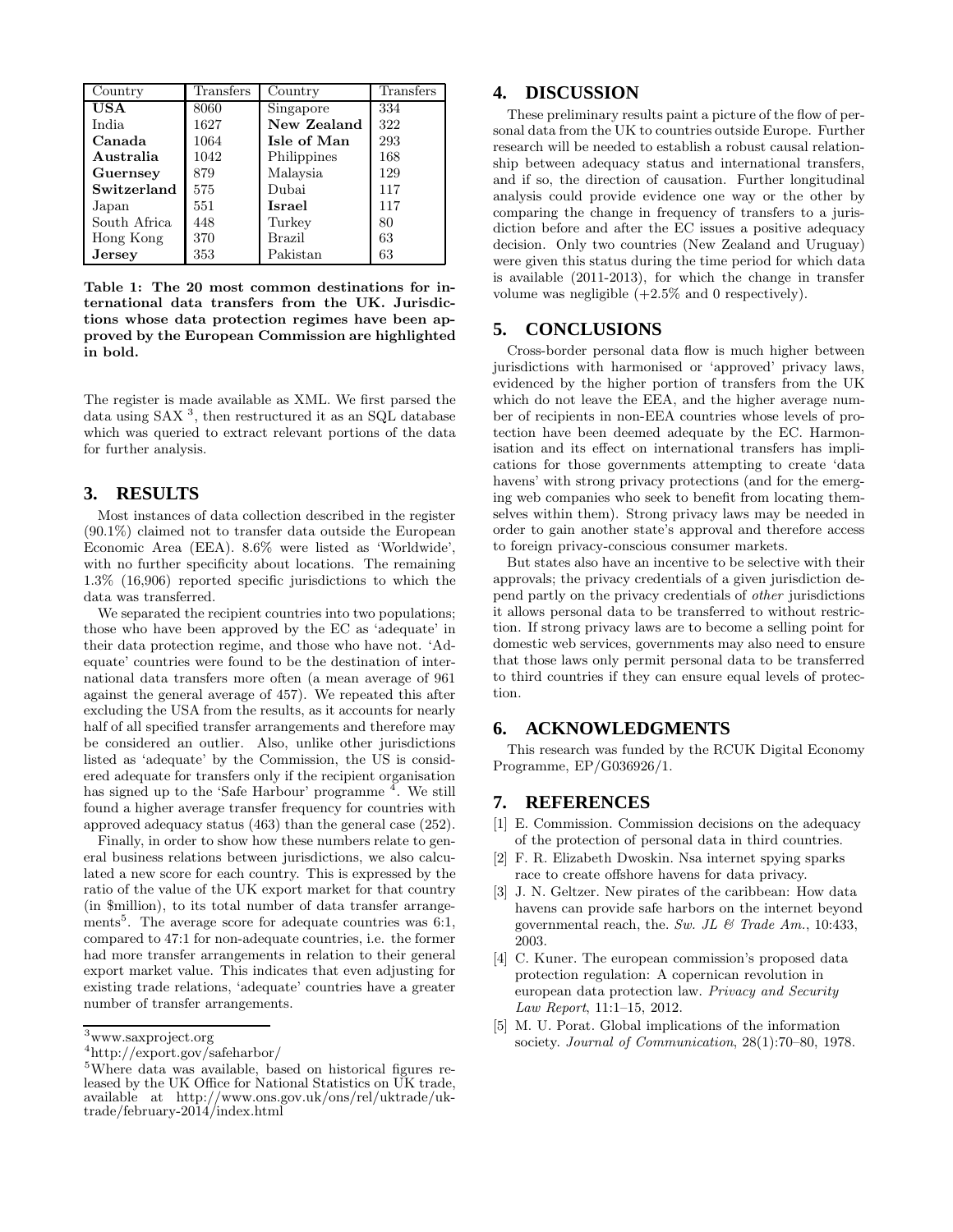| Country | Transfers | Country | Transfers |
| --- | --- | --- | --- |
| **USA** | 8060 | Singapore | 334 |
| India | 1627 | **New Zealand** | 322 |
| **Canada** | 1064 | **Isle of Man** | 293 |
| **Australia** | 1042 | Philippines | 168 |
| **Guernsey** | 879 | Malaysia | 129 |
| **Switzerland** | 575 | Dubai | 117 |
| Japan | 551 | **Israel** | 117 |
| South Africa | 448 | Turkey | 80 |
| Hong Kong | 370 | Brazil | 63 |
| **Jersey** | 353 | Pakistan | 63 |

**Table 1: The 20 most common destinations for international data transfers from the UK. Jurisdictions whose data protection regimes have been approved by the European Commission are highlighted in bold.**

The register is made available as XML. We first parsed the data using SAX [3], then restructured it as an SQL database which was queried to extract relevant portions of the data for further analysis.

## 3. RESULTS

Most instances of data collection described in the register (90.1%) claimed not to transfer data outside the European Economic Area (EEA). 8.6% were listed as 'Worldwide', with no further specificity about locations. The remaining 1.3% (16,906) reported specific jurisdictions to which the data was transferred.

We separated the recipient countries into two populations; those who have been approved by the EC as 'adequate' in their data protection regime, and those who have not. 'Adequate' countries were found to be the destination of international data transfers more often (a mean average of 961 against the general average of 457). We repeated this after excluding the USA from the results, as it accounts for nearly half of all specified transfer arrangements and therefore may be considered an outlier. Also, unlike other jurisdictions listed as 'adequate' by the Commission, the US is considered adequate for transfers only if the recipient organisation has signed up to the 'Safe Harbour' programme [4]. We still found a higher average transfer frequency for countries with approved adequacy status (463) than the general case (252).

Finally, in order to show how these numbers relate to general business relations between jurisdictions, we also calculated a new score for each country. This is expressed by the ratio of the value of the UK export market for that country (in $million), to its total number of data transfer arrangements[5]. The average score for adequate countries was 6:1, compared to 47:1 for non-adequate countries, i.e. the former had more transfer arrangements in relation to their general export market value. This indicates that even adjusting for existing trade relations, 'adequate' countries have a greater number of transfer arrangements.

[3]www.saxproject.org

[4]http://export.gov/safeharbor/

[5]Where data was available, based on historical figures released by the UK Office for National Statistics on UK trade, available at http://www.ons.gov.uk/ons/rel/uktrade/uk-trade/february-2014/index.html

## 4. DISCUSSION

These preliminary results paint a picture of the flow of personal data from the UK to countries outside Europe. Further research will be needed to establish a robust causal relationship between adequacy status and international transfers, and if so, the direction of causation. Further longitudinal analysis could provide evidence one way or the other by comparing the change in frequency of transfers to a jurisdiction before and after the EC issues a positive adequacy decision. Only two countries (New Zealand and Uruguay) were given this status during the time period for which data is available (2011-2013), for which the change in transfer volume was negligible (+2.5% and 0 respectively).

## 5. CONCLUSIONS

Cross-border personal data flow is much higher between jurisdictions with harmonised or 'approved' privacy laws, evidenced by the higher portion of transfers from the UK which do not leave the EEA, and the higher average number of recipients in non-EEA countries whose levels of protection have been deemed adequate by the EC. Harmonisation and its effect on international transfers has implications for those governments attempting to create 'data havens' with strong privacy protections (and for the emerging web companies who seek to benefit from locating themselves within them). Strong privacy laws may be needed in order to gain another state's approval and therefore access to foreign privacy-conscious consumer markets.

But states also have an incentive to be selective with their approvals; the privacy credentials of a given jurisdiction depend partly on the privacy credentials of *other* jurisdictions it allows personal data to be transferred to without restriction. If strong privacy laws are to become a selling point for domestic web services, governments may also need to ensure that those laws only permit personal data to be transferred to third countries if they can ensure equal levels of protection.

## 6. ACKNOWLEDGMENTS

This research was funded by the RCUK Digital Economy Programme, EP/G036926/1.

## 7. REFERENCES

[1] E. Commission. Commission decisions on the adequacy of the protection of personal data in third countries.

[2] F. R. Elizabeth Dwoskin. Nsa internet spying sparks race to create offshore havens for data privacy.

[3] J. N. Geltzer. New pirates of the caribbean: How data havens can provide safe harbors on the internet beyond governmental reach, the. *Sw. JL & Trade Am.*, 10:433, 2003.

[4] C. Kuner. The european commission's proposed data protection regulation: A copernican revolution in european data protection law. *Privacy and Security Law Report*, 11:1–15, 2012.

[5] M. U. Porat. Global implications of the information society. *Journal of Communication*, 28(1):70–80, 1978.